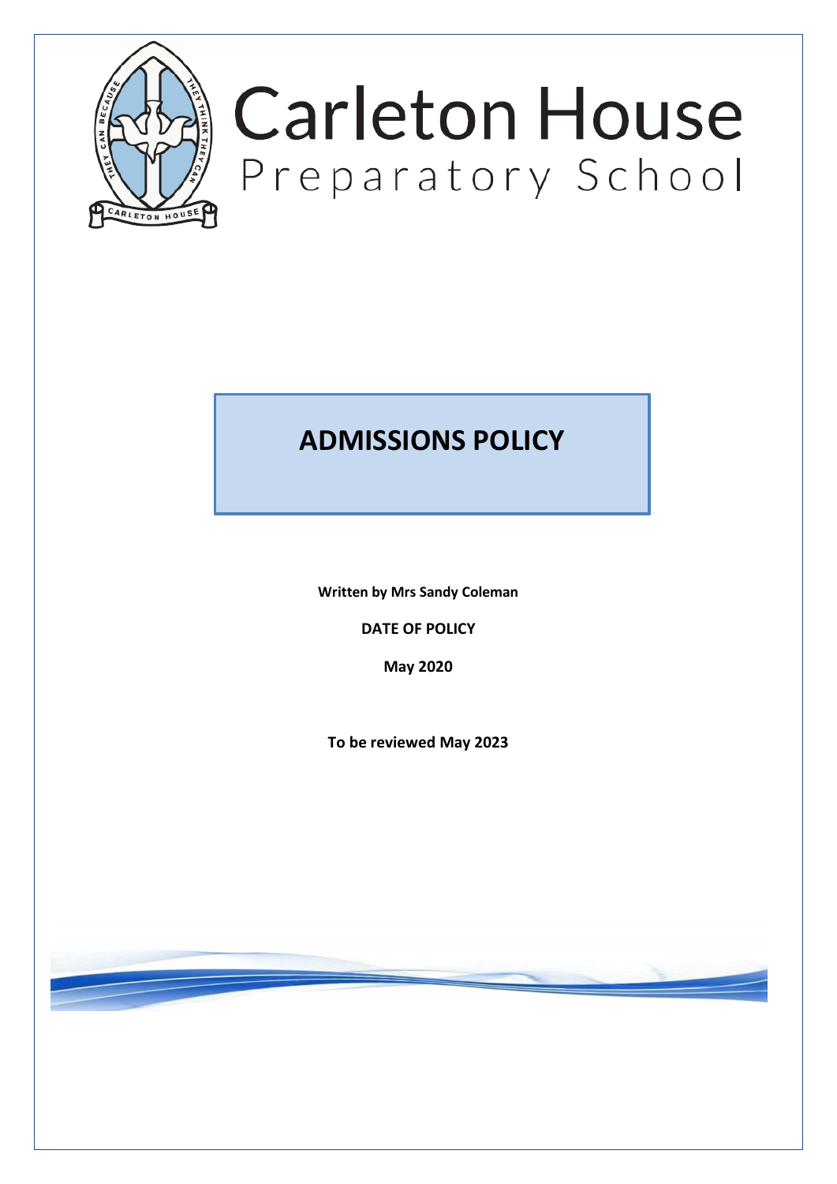# Carleton House

Preparatory School

## ADMISSIONS POLICY

**Written by Mrs Sandy Coleman**

**DATE OF POLICY**

**May 2020**

**To be reviewed May 2023**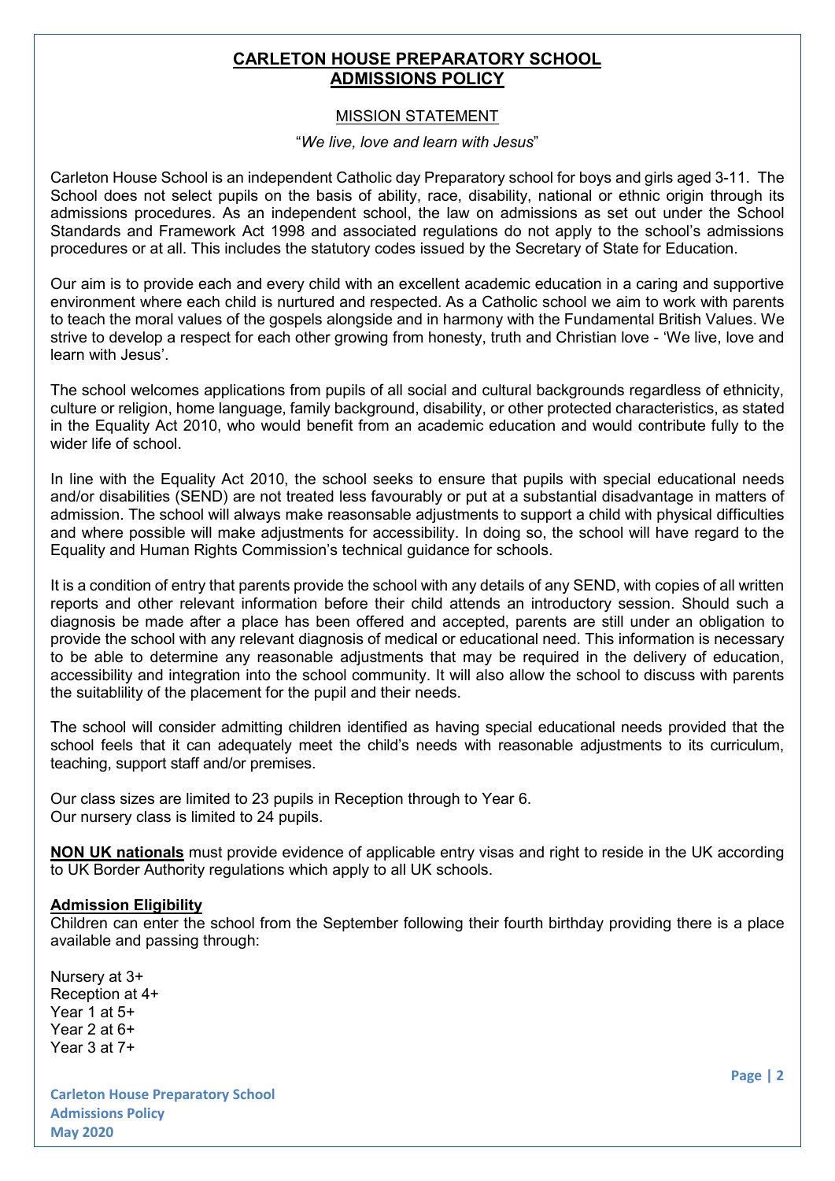# CARLETON HOUSE PREPARATORY SCHOOL
# ADMISSIONS POLICY

## MISSION STATEMENT

"*We live, love and learn with Jesus*"

Carleton House School is an independent Catholic day Preparatory school for boys and girls aged 3-11. The School does not select pupils on the basis of ability, race, disability, national or ethnic origin through its admissions procedures. As an independent school, the law on admissions as set out under the School Standards and Framework Act 1998 and associated regulations do not apply to the school's admissions procedures or at all. This includes the statutory codes issued by the Secretary of State for Education.

Our aim is to provide each and every child with an excellent academic education in a caring and supportive environment where each child is nurtured and respected. As a Catholic school we aim to work with parents to teach the moral values of the gospels alongside and in harmony with the Fundamental British Values. We strive to develop a respect for each other growing from honesty, truth and Christian love - 'We live, love and learn with Jesus'.

The school welcomes applications from pupils of all social and cultural backgrounds regardless of ethnicity, culture or religion, home language, family background, disability, or other protected characteristics, as stated in the Equality Act 2010, who would benefit from an academic education and would contribute fully to the wider life of school.

In line with the Equality Act 2010, the school seeks to ensure that pupils with special educational needs and/or disabilities (SEND) are not treated less favourably or put at a substantial disadvantage in matters of admission. The school will always make reasonable adjustments to support a child with physical difficulties and where possible will make adjustments for accessibility. In doing so, the school will have regard to the Equality and Human Rights Commission's technical guidance for schools.

It is a condition of entry that parents provide the school with any details of any SEND, with copies of all written reports and other relevant information before their child attends an introductory session. Should such a diagnosis be made after a place has been offered and accepted, parents are still under an obligation to provide the school with any relevant diagnosis of medical or educational need. This information is necessary to be able to determine any reasonable adjustments that may be required in the delivery of education, accessibility and integration into the school community. It will also allow the school to discuss with parents the suitablility of the placement for the pupil and their needs.

The school will consider admitting children identified as having special educational needs provided that the school feels that it can adequately meet the child's needs with reasonable adjustments to its curriculum, teaching, support staff and/or premises.

Our class sizes are limited to 23 pupils in Reception through to Year 6.
Our nursery class is limited to 24 pupils.

**NON UK nationals** must provide evidence of applicable entry visas and right to reside in the UK according to UK Border Authority regulations which apply to all UK schools.

**Admission Eligibility**

Children can enter the school from the September following their fourth birthday providing there is a place available and passing through:

Nursery at 3+
Reception at 4+
Year 1 at 5+
Year 2 at 6+
Year 3 at 7+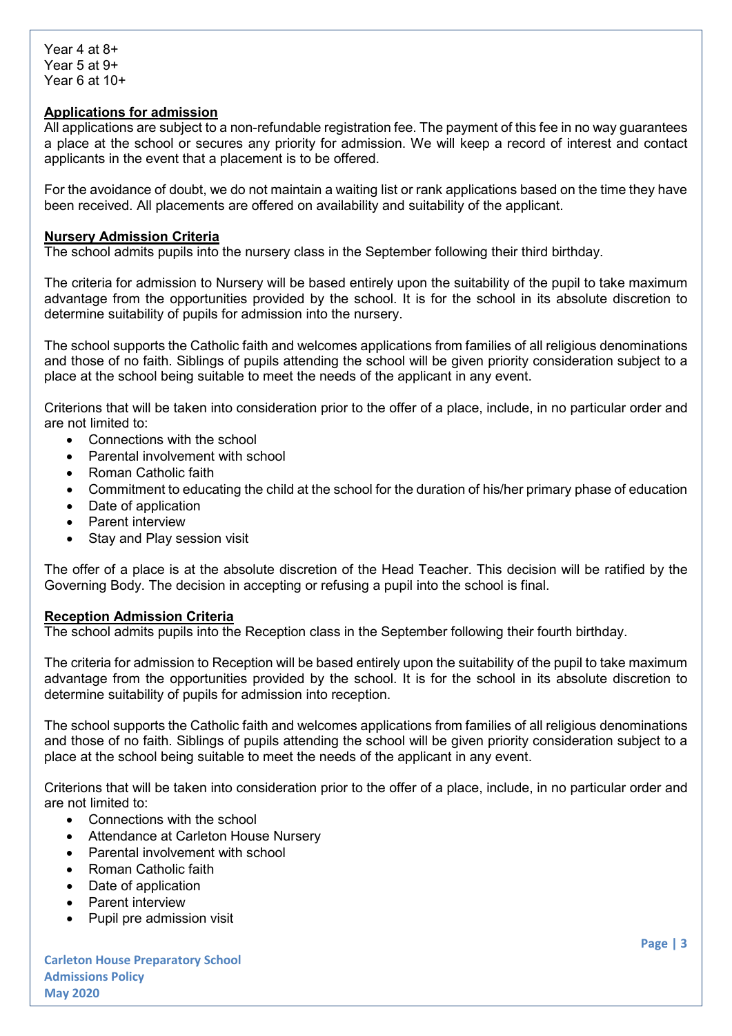Year 4 at 8+
Year 5 at 9+
Year 6 at 10+

**Applications for admission**

All applications are subject to a non-refundable registration fee. The payment of this fee in no way guarantees a place at the school or secures any priority for admission. We will keep a record of interest and contact applicants in the event that a placement is to be offered.

For the avoidance of doubt, we do not maintain a waiting list or rank applications based on the time they have been received. All placements are offered on availability and suitability of the applicant.

**Nursery Admission Criteria**

The school admits pupils into the nursery class in the September following their third birthday.

The criteria for admission to Nursery will be based entirely upon the suitability of the pupil to take maximum advantage from the opportunities provided by the school. It is for the school in its absolute discretion to determine suitability of pupils for admission into the nursery.

The school supports the Catholic faith and welcomes applications from families of all religious denominations and those of no faith. Siblings of pupils attending the school will be given priority consideration subject to a place at the school being suitable to meet the needs of the applicant in any event.

Criterions that will be taken into consideration prior to the offer of a place, include, in no particular order and are not limited to:

- Connections with the school
- Parental involvement with school
- Roman Catholic faith
- Commitment to educating the child at the school for the duration of his/her primary phase of education
- Date of application
- Parent interview
- Stay and Play session visit

The offer of a place is at the absolute discretion of the Head Teacher. This decision will be ratified by the Governing Body. The decision in accepting or refusing a pupil into the school is final.

**Reception Admission Criteria**

The school admits pupils into the Reception class in the September following their fourth birthday.

The criteria for admission to Reception will be based entirely upon the suitability of the pupil to take maximum advantage from the opportunities provided by the school. It is for the school in its absolute discretion to determine suitability of pupils for admission into reception.

The school supports the Catholic faith and welcomes applications from families of all religious denominations and those of no faith. Siblings of pupils attending the school will be given priority consideration subject to a place at the school being suitable to meet the needs of the applicant in any event.

Criterions that will be taken into consideration prior to the offer of a place, include, in no particular order and are not limited to:

- Connections with the school
- Attendance at Carleton House Nursery
- Parental involvement with school
- Roman Catholic faith
- Date of application
- Parent interview
- Pupil pre admission visit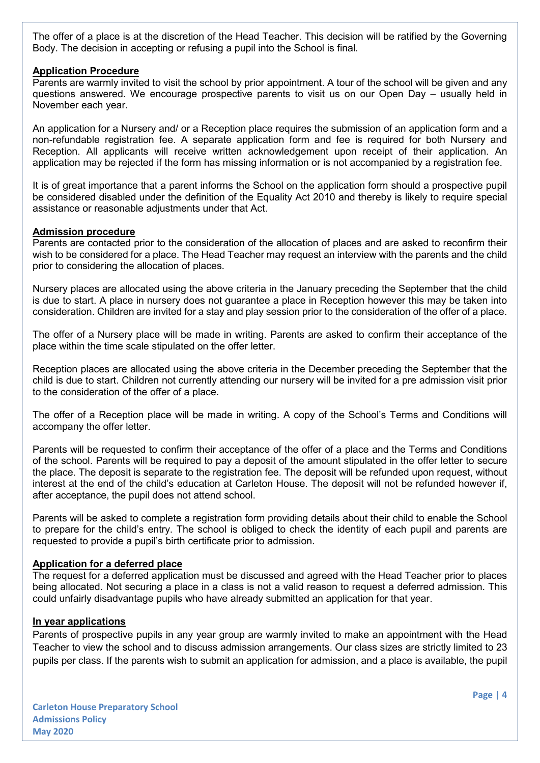The offer of a place is at the discretion of the Head Teacher. This decision will be ratified by the Governing Body. The decision in accepting or refusing a pupil into the School is final.

**Application Procedure**

Parents are warmly invited to visit the school by prior appointment. A tour of the school will be given and any questions answered. We encourage prospective parents to visit us on our Open Day – usually held in November each year.

An application for a Nursery and/ or a Reception place requires the submission of an application form and a non-refundable registration fee. A separate application form and fee is required for both Nursery and Reception. All applicants will receive written acknowledgement upon receipt of their application. An application may be rejected if the form has missing information or is not accompanied by a registration fee.

It is of great importance that a parent informs the School on the application form should a prospective pupil be considered disabled under the definition of the Equality Act 2010 and thereby is likely to require special assistance or reasonable adjustments under that Act.

**Admission procedure**

Parents are contacted prior to the consideration of the allocation of places and are asked to reconfirm their wish to be considered for a place. The Head Teacher may request an interview with the parents and the child prior to considering the allocation of places.

Nursery places are allocated using the above criteria in the January preceding the September that the child is due to start. A place in nursery does not guarantee a place in Reception however this may be taken into consideration. Children are invited for a stay and play session prior to the consideration of the offer of a place.

The offer of a Nursery place will be made in writing. Parents are asked to confirm their acceptance of the place within the time scale stipulated on the offer letter.

Reception places are allocated using the above criteria in the December preceding the September that the child is due to start. Children not currently attending our nursery will be invited for a pre admission visit prior to the consideration of the offer of a place.

The offer of a Reception place will be made in writing. A copy of the School's Terms and Conditions will accompany the offer letter.

Parents will be requested to confirm their acceptance of the offer of a place and the Terms and Conditions of the school. Parents will be required to pay a deposit of the amount stipulated in the offer letter to secure the place. The deposit is separate to the registration fee. The deposit will be refunded upon request, without interest at the end of the child's education at Carleton House. The deposit will not be refunded however if, after acceptance, the pupil does not attend school.

Parents will be asked to complete a registration form providing details about their child to enable the School to prepare for the child's entry. The school is obliged to check the identity of each pupil and parents are requested to provide a pupil's birth certificate prior to admission.

**Application for a deferred place**

The request for a deferred application must be discussed and agreed with the Head Teacher prior to places being allocated. Not securing a place in a class is not a valid reason to request a deferred admission. This could unfairly disadvantage pupils who have already submitted an application for that year.

**In year applications**

Parents of prospective pupils in any year group are warmly invited to make an appointment with the Head Teacher to view the school and to discuss admission arrangements. Our class sizes are strictly limited to 23 pupils per class. If the parents wish to submit an application for admission, and a place is available, the pupil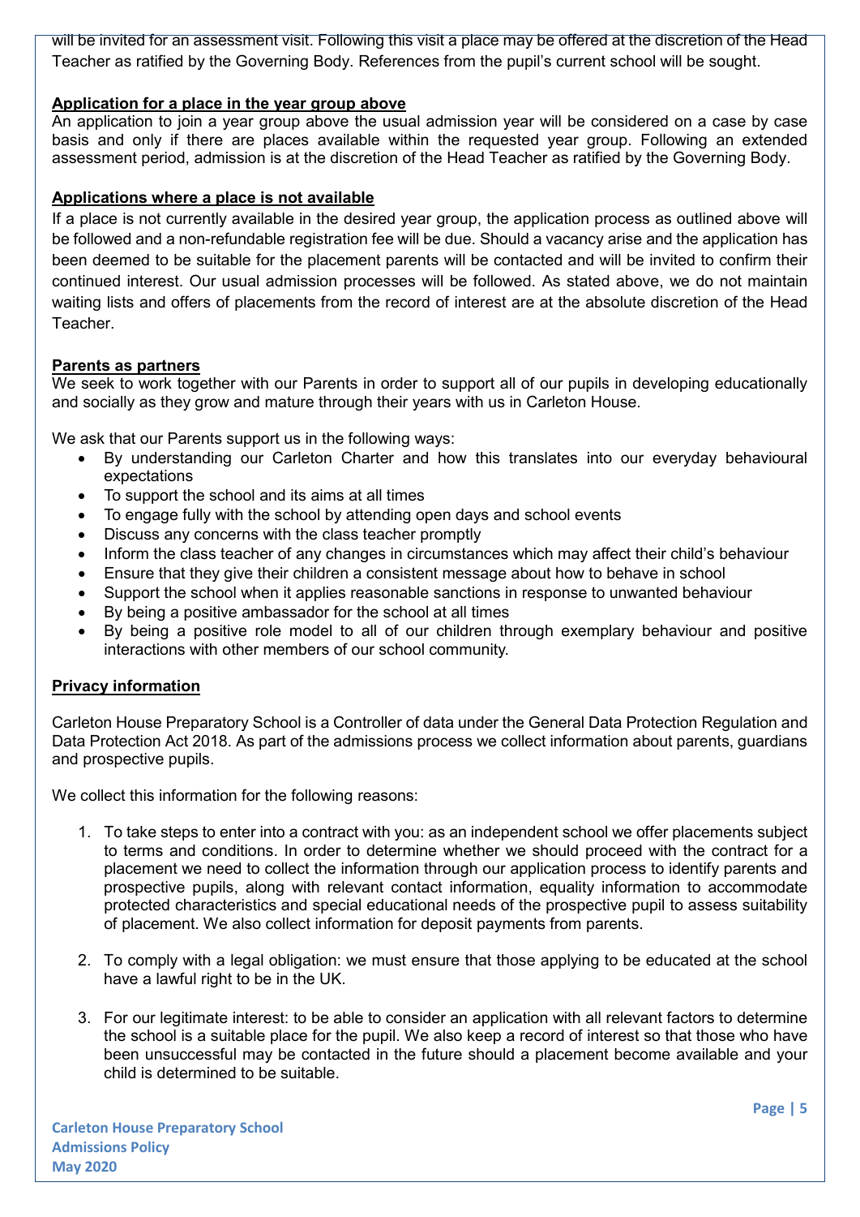will be invited for an assessment visit. Following this visit a place may be offered at the discretion of the Head Teacher as ratified by the Governing Body. References from the pupil's current school will be sought.

**Application for a place in the year group above**

An application to join a year group above the usual admission year will be considered on a case by case basis and only if there are places available within the requested year group. Following an extended assessment period, admission is at the discretion of the Head Teacher as ratified by the Governing Body.

**Applications where a place is not available**

If a place is not currently available in the desired year group, the application process as outlined above will be followed and a non-refundable registration fee will be due. Should a vacancy arise and the application has been deemed to be suitable for the placement parents will be contacted and will be invited to confirm their continued interest. Our usual admission processes will be followed. As stated above, we do not maintain waiting lists and offers of placements from the record of interest are at the absolute discretion of the Head Teacher.

**Parents as partners**

We seek to work together with our Parents in order to support all of our pupils in developing educationally and socially as they grow and mature through their years with us in Carleton House.

We ask that our Parents support us in the following ways:

- By understanding our Carleton Charter and how this translates into our everyday behavioural expectations
- To support the school and its aims at all times
- To engage fully with the school by attending open days and school events
- Discuss any concerns with the class teacher promptly
- Inform the class teacher of any changes in circumstances which may affect their child's behaviour
- Ensure that they give their children a consistent message about how to behave in school
- Support the school when it applies reasonable sanctions in response to unwanted behaviour
- By being a positive ambassador for the school at all times
- By being a positive role model to all of our children through exemplary behaviour and positive interactions with other members of our school community.

**Privacy information**

Carleton House Preparatory School is a Controller of data under the General Data Protection Regulation and Data Protection Act 2018. As part of the admissions process we collect information about parents, guardians and prospective pupils.

We collect this information for the following reasons:

1. To take steps to enter into a contract with you: as an independent school we offer placements subject to terms and conditions. In order to determine whether we should proceed with the contract for a placement we need to collect the information through our application process to identify parents and prospective pupils, along with relevant contact information, equality information to accommodate protected characteristics and special educational needs of the prospective pupil to assess suitability of placement. We also collect information for deposit payments from parents.

2. To comply with a legal obligation: we must ensure that those applying to be educated at the school have a lawful right to be in the UK.

3. For our legitimate interest: to be able to consider an application with all relevant factors to determine the school is a suitable place for the pupil. We also keep a record of interest so that those who have been unsuccessful may be contacted in the future should a placement become available and your child is determined to be suitable.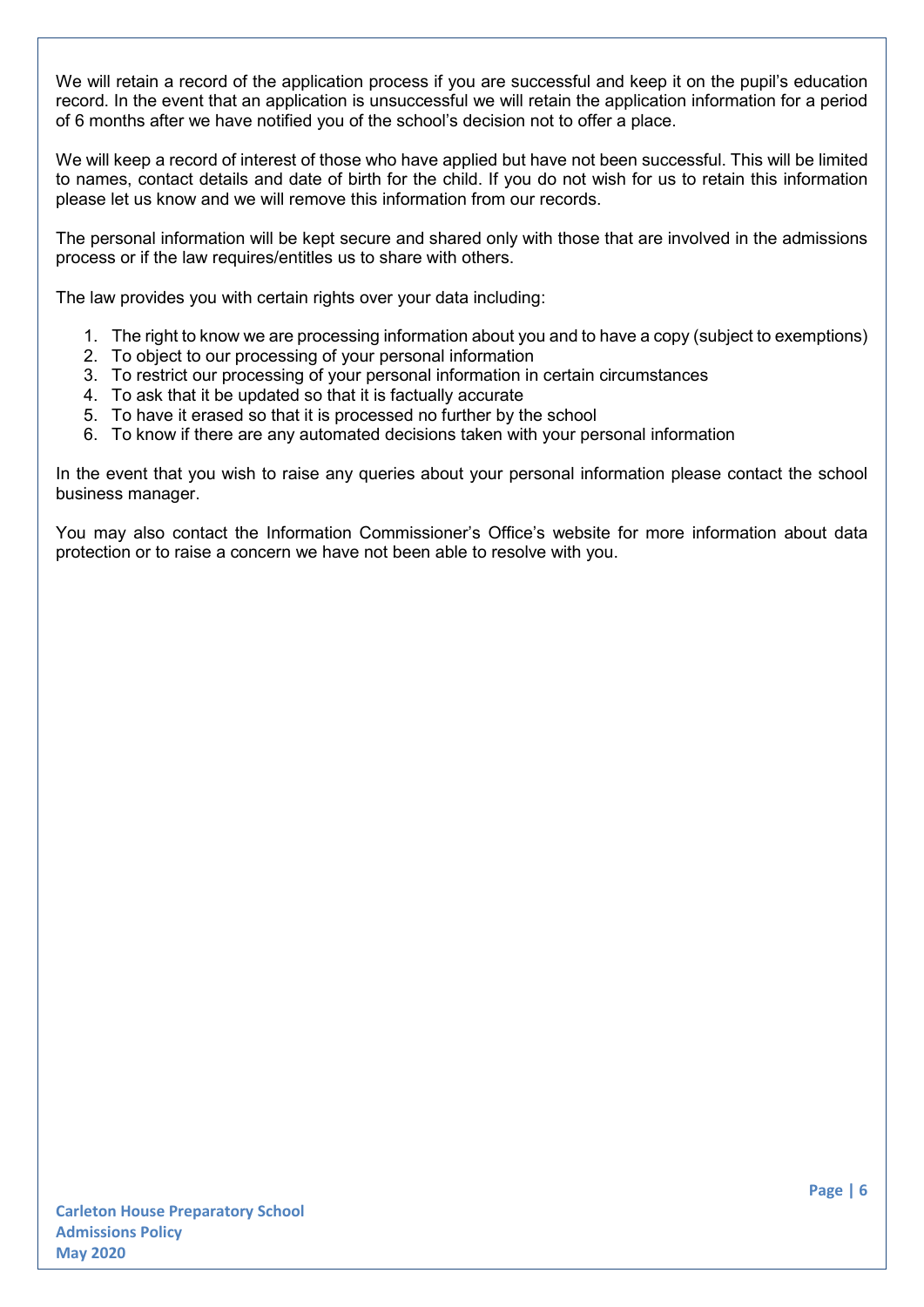We will retain a record of the application process if you are successful and keep it on the pupil's education record. In the event that an application is unsuccessful we will retain the application information for a period of 6 months after we have notified you of the school's decision not to offer a place.

We will keep a record of interest of those who have applied but have not been successful. This will be limited to names, contact details and date of birth for the child. If you do not wish for us to retain this information please let us know and we will remove this information from our records.

The personal information will be kept secure and shared only with those that are involved in the admissions process or if the law requires/entitles us to share with others.

The law provides you with certain rights over your data including:

1. The right to know we are processing information about you and to have a copy (subject to exemptions)
2. To object to our processing of your personal information
3. To restrict our processing of your personal information in certain circumstances
4. To ask that it be updated so that it is factually accurate
5. To have it erased so that it is processed no further by the school
6. To know if there are any automated decisions taken with your personal information

In the event that you wish to raise any queries about your personal information please contact the school business manager.

You may also contact the Information Commissioner's Office's website for more information about data protection or to raise a concern we have not been able to resolve with you.